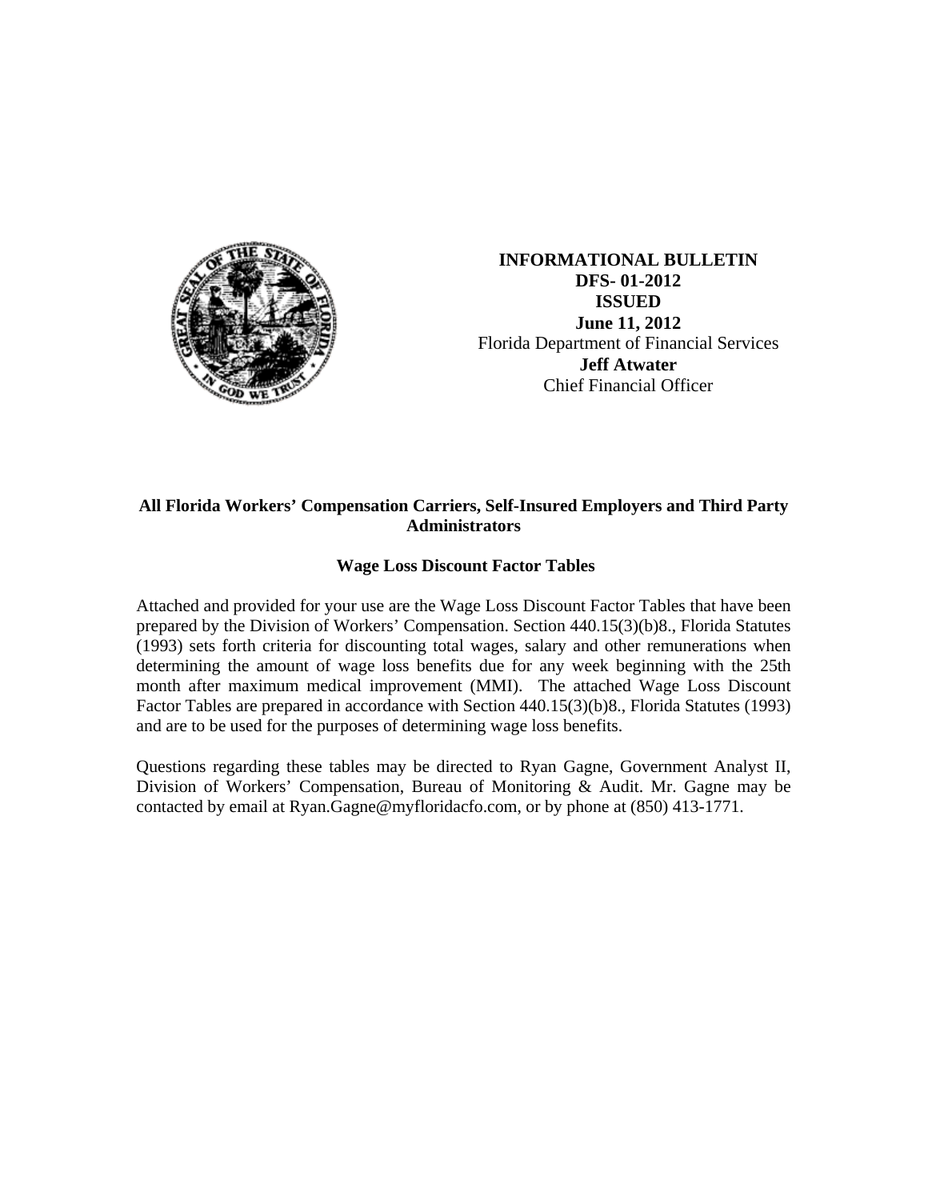**INFORMATIONAL BULLETIN**
**DFS- 01-2012**
**ISSUED**
**June 11, 2012**
Florida Department of Financial Services
**Jeff Atwater**
Chief Financial Officer

**All Florida Workers' Compensation Carriers, Self-Insured Employers and Third Party Administrators**

**Wage Loss Discount Factor Tables**

Attached and provided for your use are the Wage Loss Discount Factor Tables that have been prepared by the Division of Workers' Compensation. Section 440.15(3)(b)8., Florida Statutes (1993) sets forth criteria for discounting total wages, salary and other remunerations when determining the amount of wage loss benefits due for any week beginning with the 25th month after maximum medical improvement (MMI). The attached Wage Loss Discount Factor Tables are prepared in accordance with Section 440.15(3)(b)8., Florida Statutes (1993) and are to be used for the purposes of determining wage loss benefits.

Questions regarding these tables may be directed to Ryan Gagne, Government Analyst II, Division of Workers' Compensation, Bureau of Monitoring & Audit. Mr. Gagne may be contacted by email at Ryan.Gagne@myfloridacfo.com, or by phone at (850) 413-1771.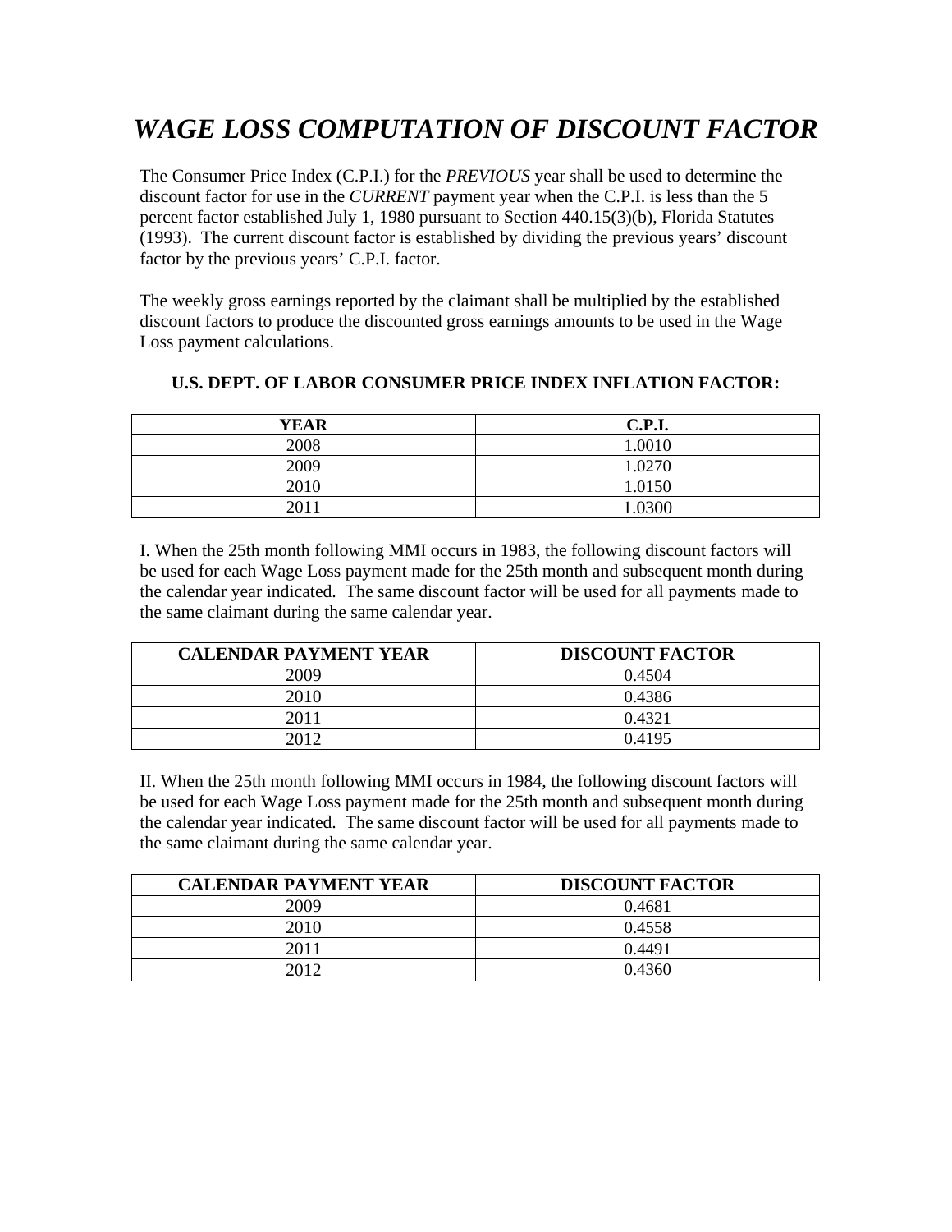# *WAGE LOSS COMPUTATION OF DISCOUNT FACTOR*

The Consumer Price Index (C.P.I.) for the *PREVIOUS* year shall be used to determine the discount factor for use in the *CURRENT* payment year when the C.P.I. is less than the 5 percent factor established July 1, 1980 pursuant to Section 440.15(3)(b), Florida Statutes (1993). The current discount factor is established by dividing the previous years' discount factor by the previous years' C.P.I. factor.

The weekly gross earnings reported by the claimant shall be multiplied by the established discount factors to produce the discounted gross earnings amounts to be used in the Wage Loss payment calculations.

**U.S. DEPT. OF LABOR CONSUMER PRICE INDEX INFLATION FACTOR:**

| YEAR | C.P.I. |
|---|---|
| 2008 | 1.0010 |
| 2009 | 1.0270 |
| 2010 | 1.0150 |
| 2011 | 1.0300 |

I. When the 25th month following MMI occurs in 1983, the following discount factors will be used for each Wage Loss payment made for the 25th month and subsequent month during the calendar year indicated. The same discount factor will be used for all payments made to the same claimant during the same calendar year.

| CALENDAR PAYMENT YEAR | DISCOUNT FACTOR |
|---|---|
| 2009 | 0.4504 |
| 2010 | 0.4386 |
| 2011 | 0.4321 |
| 2012 | 0.4195 |

II. When the 25th month following MMI occurs in 1984, the following discount factors will be used for each Wage Loss payment made for the 25th month and subsequent month during the calendar year indicated. The same discount factor will be used for all payments made to the same claimant during the same calendar year.

| CALENDAR PAYMENT YEAR | DISCOUNT FACTOR |
|---|---|
| 2009 | 0.4681 |
| 2010 | 0.4558 |
| 2011 | 0.4491 |
| 2012 | 0.4360 |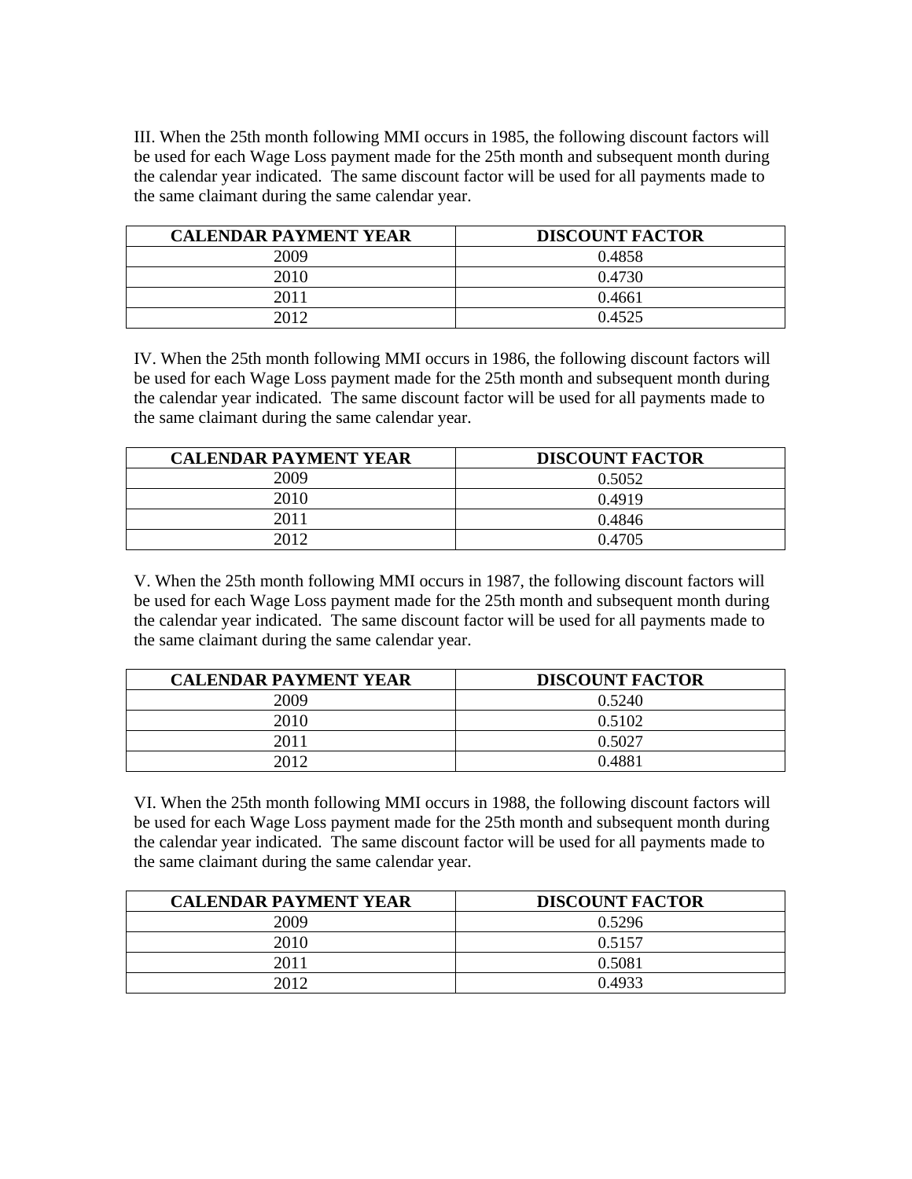III. When the 25th month following MMI occurs in 1985, the following discount factors will be used for each Wage Loss payment made for the 25th month and subsequent month during the calendar year indicated. The same discount factor will be used for all payments made to the same claimant during the same calendar year.

| CALENDAR PAYMENT YEAR | DISCOUNT FACTOR |
| --- | --- |
| 2009 | 0.4858 |
| 2010 | 0.4730 |
| 2011 | 0.4661 |
| 2012 | 0.4525 |

IV. When the 25th month following MMI occurs in 1986, the following discount factors will be used for each Wage Loss payment made for the 25th month and subsequent month during the calendar year indicated. The same discount factor will be used for all payments made to the same claimant during the same calendar year.

| CALENDAR PAYMENT YEAR | DISCOUNT FACTOR |
| --- | --- |
| 2009 | 0.5052 |
| 2010 | 0.4919 |
| 2011 | 0.4846 |
| 2012 | 0.4705 |

V. When the 25th month following MMI occurs in 1987, the following discount factors will be used for each Wage Loss payment made for the 25th month and subsequent month during the calendar year indicated. The same discount factor will be used for all payments made to the same claimant during the same calendar year.

| CALENDAR PAYMENT YEAR | DISCOUNT FACTOR |
| --- | --- |
| 2009 | 0.5240 |
| 2010 | 0.5102 |
| 2011 | 0.5027 |
| 2012 | 0.4881 |

VI. When the 25th month following MMI occurs in 1988, the following discount factors will be used for each Wage Loss payment made for the 25th month and subsequent month during the calendar year indicated. The same discount factor will be used for all payments made to the same claimant during the same calendar year.

| CALENDAR PAYMENT YEAR | DISCOUNT FACTOR |
| --- | --- |
| 2009 | 0.5296 |
| 2010 | 0.5157 |
| 2011 | 0.5081 |
| 2012 | 0.4933 |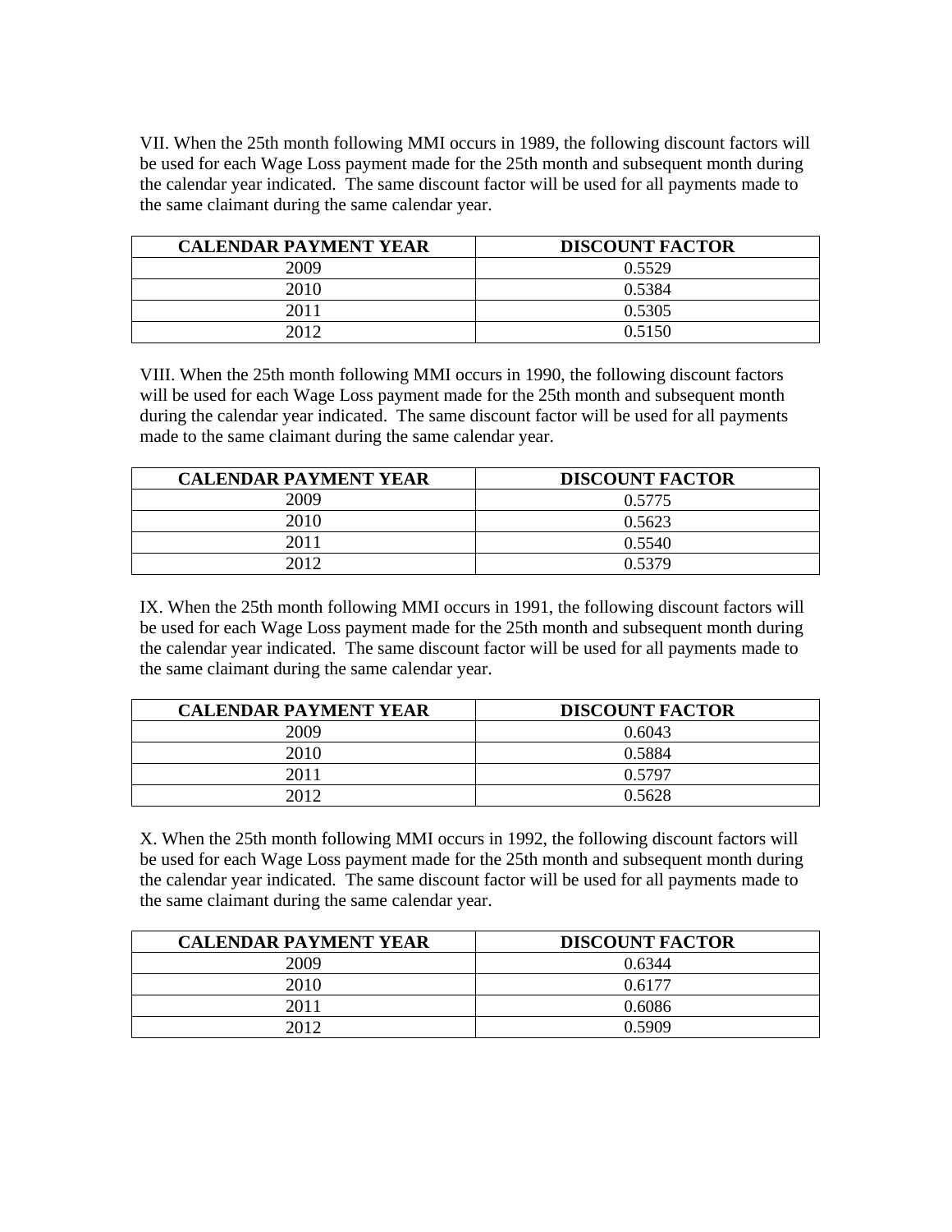VII. When the 25th month following MMI occurs in 1989, the following discount factors will be used for each Wage Loss payment made for the 25th month and subsequent month during the calendar year indicated. The same discount factor will be used for all payments made to the same claimant during the same calendar year.

| CALENDAR PAYMENT YEAR | DISCOUNT FACTOR |
|---|---|
| 2009 | 0.5529 |
| 2010 | 0.5384 |
| 2011 | 0.5305 |
| 2012 | 0.5150 |

VIII. When the 25th month following MMI occurs in 1990, the following discount factors will be used for each Wage Loss payment made for the 25th month and subsequent month during the calendar year indicated. The same discount factor will be used for all payments made to the same claimant during the same calendar year.

| CALENDAR PAYMENT YEAR | DISCOUNT FACTOR |
|---|---|
| 2009 | 0.5775 |
| 2010 | 0.5623 |
| 2011 | 0.5540 |
| 2012 | 0.5379 |

IX. When the 25th month following MMI occurs in 1991, the following discount factors will be used for each Wage Loss payment made for the 25th month and subsequent month during the calendar year indicated. The same discount factor will be used for all payments made to the same claimant during the same calendar year.

| CALENDAR PAYMENT YEAR | DISCOUNT FACTOR |
|---|---|
| 2009 | 0.6043 |
| 2010 | 0.5884 |
| 2011 | 0.5797 |
| 2012 | 0.5628 |

X. When the 25th month following MMI occurs in 1992, the following discount factors will be used for each Wage Loss payment made for the 25th month and subsequent month during the calendar year indicated. The same discount factor will be used for all payments made to the same claimant during the same calendar year.

| CALENDAR PAYMENT YEAR | DISCOUNT FACTOR |
|---|---|
| 2009 | 0.6344 |
| 2010 | 0.6177 |
| 2011 | 0.6086 |
| 2012 | 0.5909 |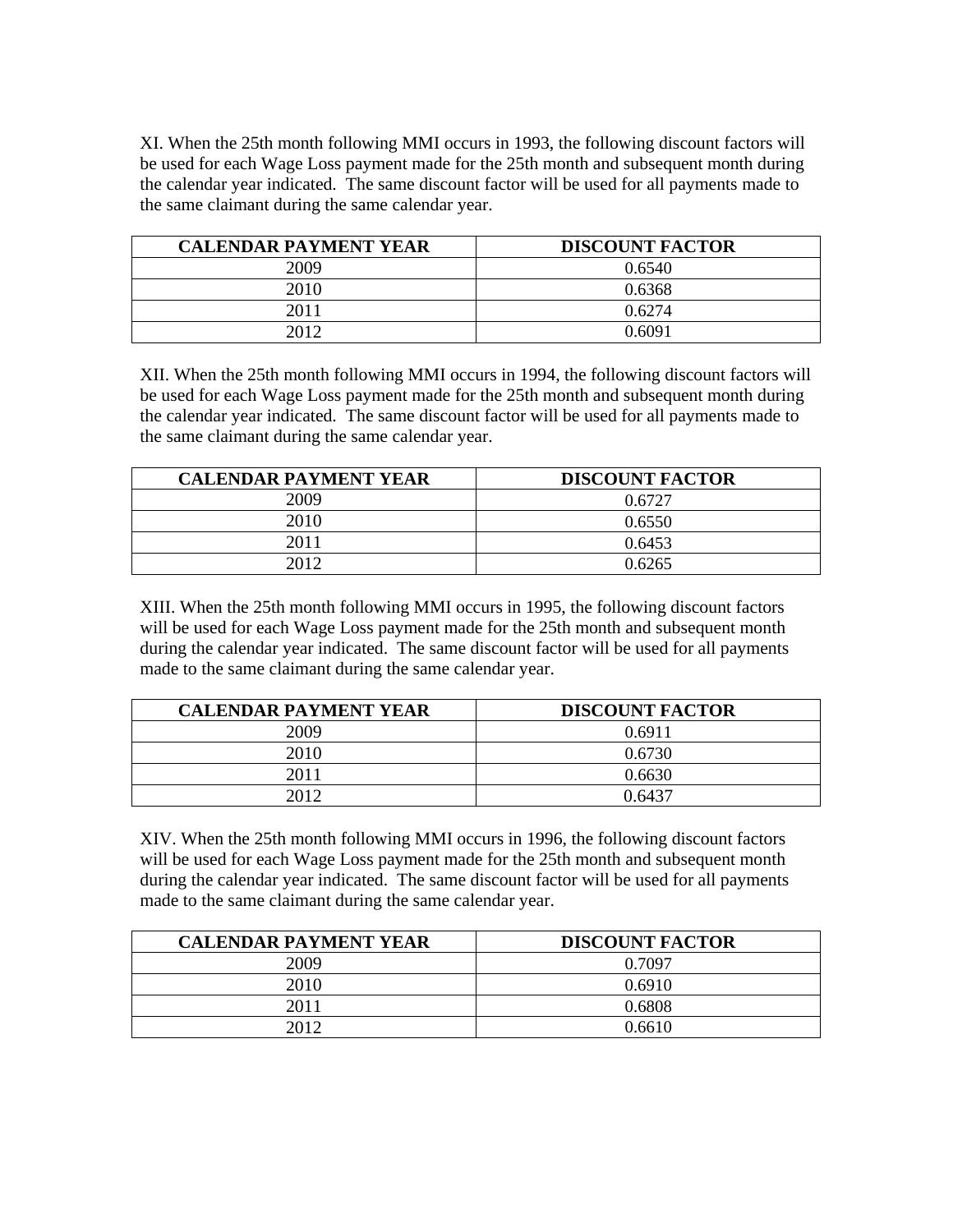XI. When the 25th month following MMI occurs in 1993, the following discount factors will be used for each Wage Loss payment made for the 25th month and subsequent month during the calendar year indicated. The same discount factor will be used for all payments made to the same claimant during the same calendar year.

| CALENDAR PAYMENT YEAR | DISCOUNT FACTOR |
|---|---|
| 2009 | 0.6540 |
| 2010 | 0.6368 |
| 2011 | 0.6274 |
| 2012 | 0.6091 |

XII. When the 25th month following MMI occurs in 1994, the following discount factors will be used for each Wage Loss payment made for the 25th month and subsequent month during the calendar year indicated. The same discount factor will be used for all payments made to the same claimant during the same calendar year.

| CALENDAR PAYMENT YEAR | DISCOUNT FACTOR |
|---|---|
| 2009 | 0.6727 |
| 2010 | 0.6550 |
| 2011 | 0.6453 |
| 2012 | 0.6265 |

XIII. When the 25th month following MMI occurs in 1995, the following discount factors will be used for each Wage Loss payment made for the 25th month and subsequent month during the calendar year indicated. The same discount factor will be used for all payments made to the same claimant during the same calendar year.

| CALENDAR PAYMENT YEAR | DISCOUNT FACTOR |
|---|---|
| 2009 | 0.6911 |
| 2010 | 0.6730 |
| 2011 | 0.6630 |
| 2012 | 0.6437 |

XIV. When the 25th month following MMI occurs in 1996, the following discount factors will be used for each Wage Loss payment made for the 25th month and subsequent month during the calendar year indicated. The same discount factor will be used for all payments made to the same claimant during the same calendar year.

| CALENDAR PAYMENT YEAR | DISCOUNT FACTOR |
|---|---|
| 2009 | 0.7097 |
| 2010 | 0.6910 |
| 2011 | 0.6808 |
| 2012 | 0.6610 |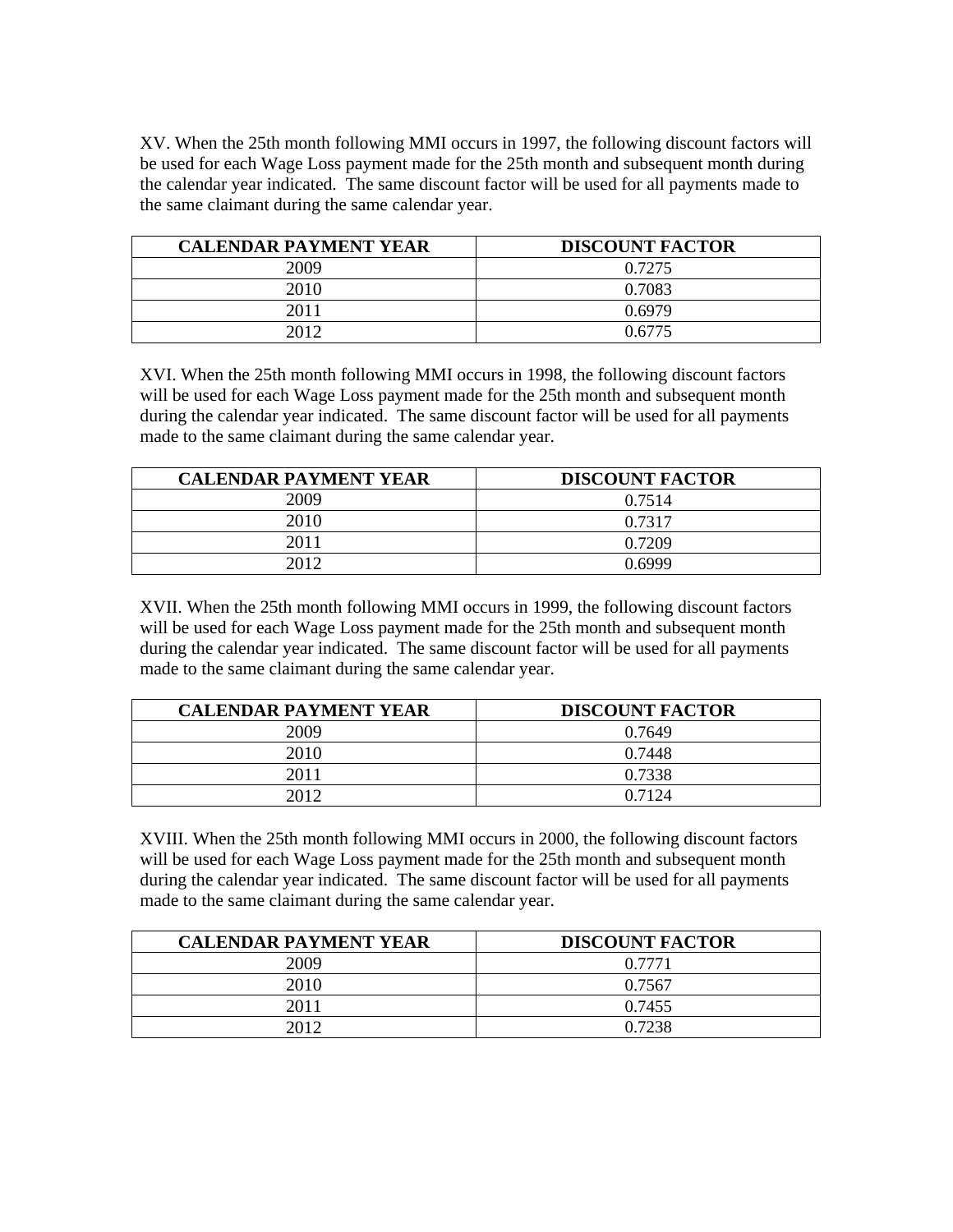XV. When the 25th month following MMI occurs in 1997, the following discount factors will be used for each Wage Loss payment made for the 25th month and subsequent month during the calendar year indicated. The same discount factor will be used for all payments made to the same claimant during the same calendar year.

| CALENDAR PAYMENT YEAR | DISCOUNT FACTOR |
|---|---|
| 2009 | 0.7275 |
| 2010 | 0.7083 |
| 2011 | 0.6979 |
| 2012 | 0.6775 |

XVI. When the 25th month following MMI occurs in 1998, the following discount factors will be used for each Wage Loss payment made for the 25th month and subsequent month during the calendar year indicated. The same discount factor will be used for all payments made to the same claimant during the same calendar year.

| CALENDAR PAYMENT YEAR | DISCOUNT FACTOR |
|---|---|
| 2009 | 0.7514 |
| 2010 | 0.7317 |
| 2011 | 0.7209 |
| 2012 | 0.6999 |

XVII. When the 25th month following MMI occurs in 1999, the following discount factors will be used for each Wage Loss payment made for the 25th month and subsequent month during the calendar year indicated. The same discount factor will be used for all payments made to the same claimant during the same calendar year.

| CALENDAR PAYMENT YEAR | DISCOUNT FACTOR |
|---|---|
| 2009 | 0.7649 |
| 2010 | 0.7448 |
| 2011 | 0.7338 |
| 2012 | 0.7124 |

XVIII. When the 25th month following MMI occurs in 2000, the following discount factors will be used for each Wage Loss payment made for the 25th month and subsequent month during the calendar year indicated. The same discount factor will be used for all payments made to the same claimant during the same calendar year.

| CALENDAR PAYMENT YEAR | DISCOUNT FACTOR |
|---|---|
| 2009 | 0.7771 |
| 2010 | 0.7567 |
| 2011 | 0.7455 |
| 2012 | 0.7238 |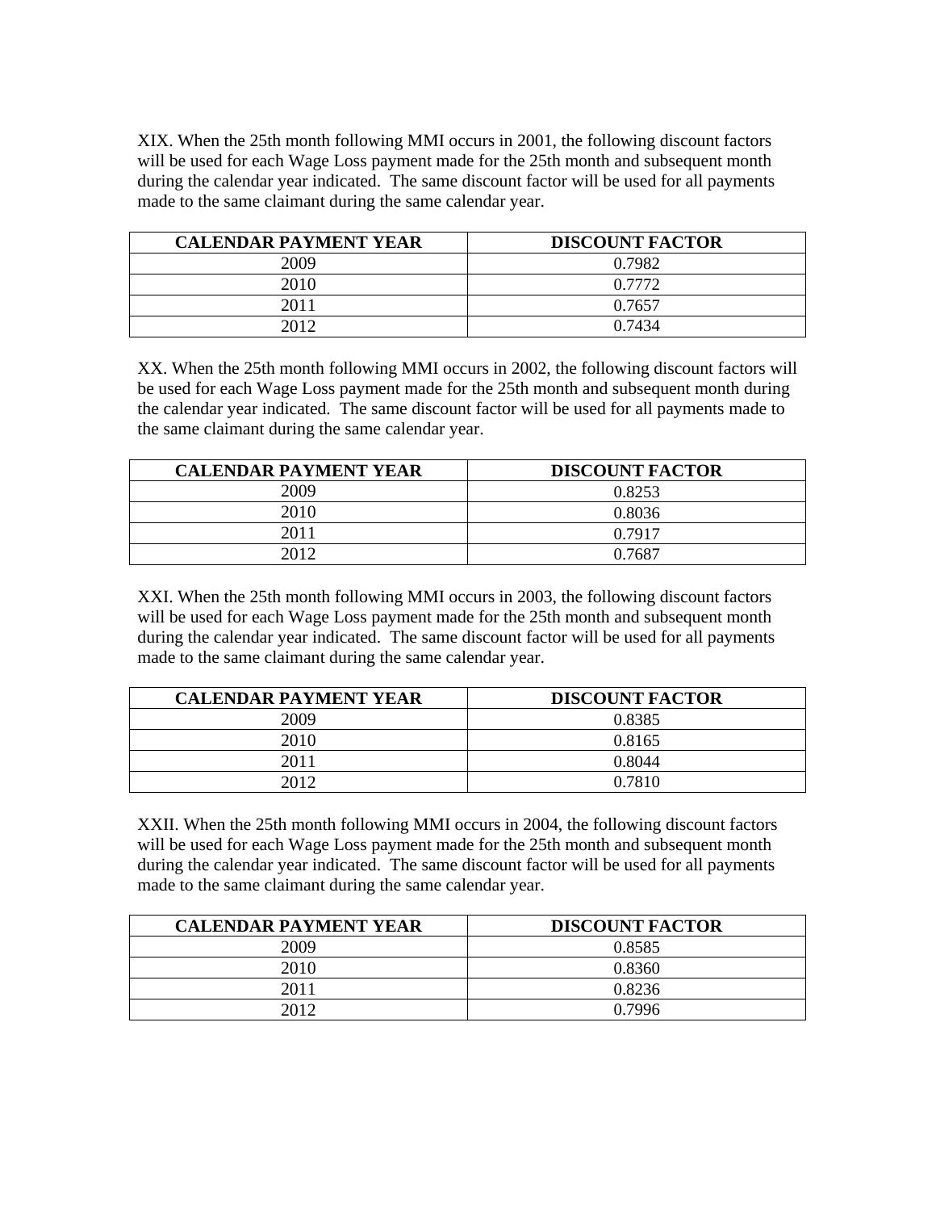XIX. When the 25th month following MMI occurs in 2001, the following discount factors will be used for each Wage Loss payment made for the 25th month and subsequent month during the calendar year indicated. The same discount factor will be used for all payments made to the same claimant during the same calendar year.

| CALENDAR PAYMENT YEAR | DISCOUNT FACTOR |
|---|---|
| 2009 | 0.7982 |
| 2010 | 0.7772 |
| 2011 | 0.7657 |
| 2012 | 0.7434 |

XX. When the 25th month following MMI occurs in 2002, the following discount factors will be used for each Wage Loss payment made for the 25th month and subsequent month during the calendar year indicated. The same discount factor will be used for all payments made to the same claimant during the same calendar year.

| CALENDAR PAYMENT YEAR | DISCOUNT FACTOR |
|---|---|
| 2009 | 0.8253 |
| 2010 | 0.8036 |
| 2011 | 0.7917 |
| 2012 | 0.7687 |

XXI. When the 25th month following MMI occurs in 2003, the following discount factors will be used for each Wage Loss payment made for the 25th month and subsequent month during the calendar year indicated. The same discount factor will be used for all payments made to the same claimant during the same calendar year.

| CALENDAR PAYMENT YEAR | DISCOUNT FACTOR |
|---|---|
| 2009 | 0.8385 |
| 2010 | 0.8165 |
| 2011 | 0.8044 |
| 2012 | 0.7810 |

XXII. When the 25th month following MMI occurs in 2004, the following discount factors will be used for each Wage Loss payment made for the 25th month and subsequent month during the calendar year indicated. The same discount factor will be used for all payments made to the same claimant during the same calendar year.

| CALENDAR PAYMENT YEAR | DISCOUNT FACTOR |
|---|---|
| 2009 | 0.8585 |
| 2010 | 0.8360 |
| 2011 | 0.8236 |
| 2012 | 0.7996 |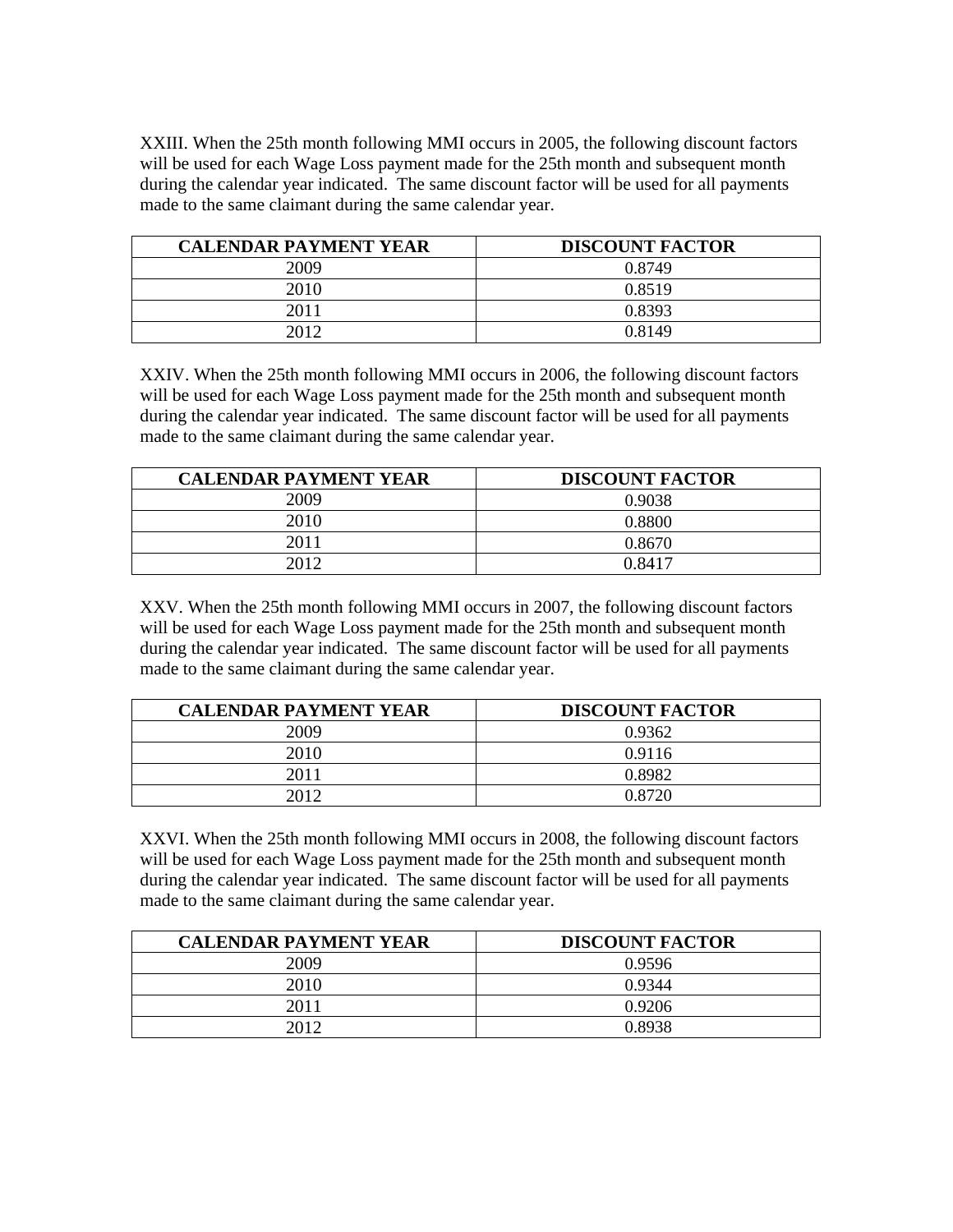XXIII. When the 25th month following MMI occurs in 2005, the following discount factors will be used for each Wage Loss payment made for the 25th month and subsequent month during the calendar year indicated. The same discount factor will be used for all payments made to the same claimant during the same calendar year.

| CALENDAR PAYMENT YEAR | DISCOUNT FACTOR |
| --- | --- |
| 2009 | 0.8749 |
| 2010 | 0.8519 |
| 2011 | 0.8393 |
| 2012 | 0.8149 |

XXIV. When the 25th month following MMI occurs in 2006, the following discount factors will be used for each Wage Loss payment made for the 25th month and subsequent month during the calendar year indicated. The same discount factor will be used for all payments made to the same claimant during the same calendar year.

| CALENDAR PAYMENT YEAR | DISCOUNT FACTOR |
| --- | --- |
| 2009 | 0.9038 |
| 2010 | 0.8800 |
| 2011 | 0.8670 |
| 2012 | 0.8417 |

XXV. When the 25th month following MMI occurs in 2007, the following discount factors will be used for each Wage Loss payment made for the 25th month and subsequent month during the calendar year indicated. The same discount factor will be used for all payments made to the same claimant during the same calendar year.

| CALENDAR PAYMENT YEAR | DISCOUNT FACTOR |
| --- | --- |
| 2009 | 0.9362 |
| 2010 | 0.9116 |
| 2011 | 0.8982 |
| 2012 | 0.8720 |

XXVI. When the 25th month following MMI occurs in 2008, the following discount factors will be used for each Wage Loss payment made for the 25th month and subsequent month during the calendar year indicated. The same discount factor will be used for all payments made to the same claimant during the same calendar year.

| CALENDAR PAYMENT YEAR | DISCOUNT FACTOR |
| --- | --- |
| 2009 | 0.9596 |
| 2010 | 0.9344 |
| 2011 | 0.9206 |
| 2012 | 0.8938 |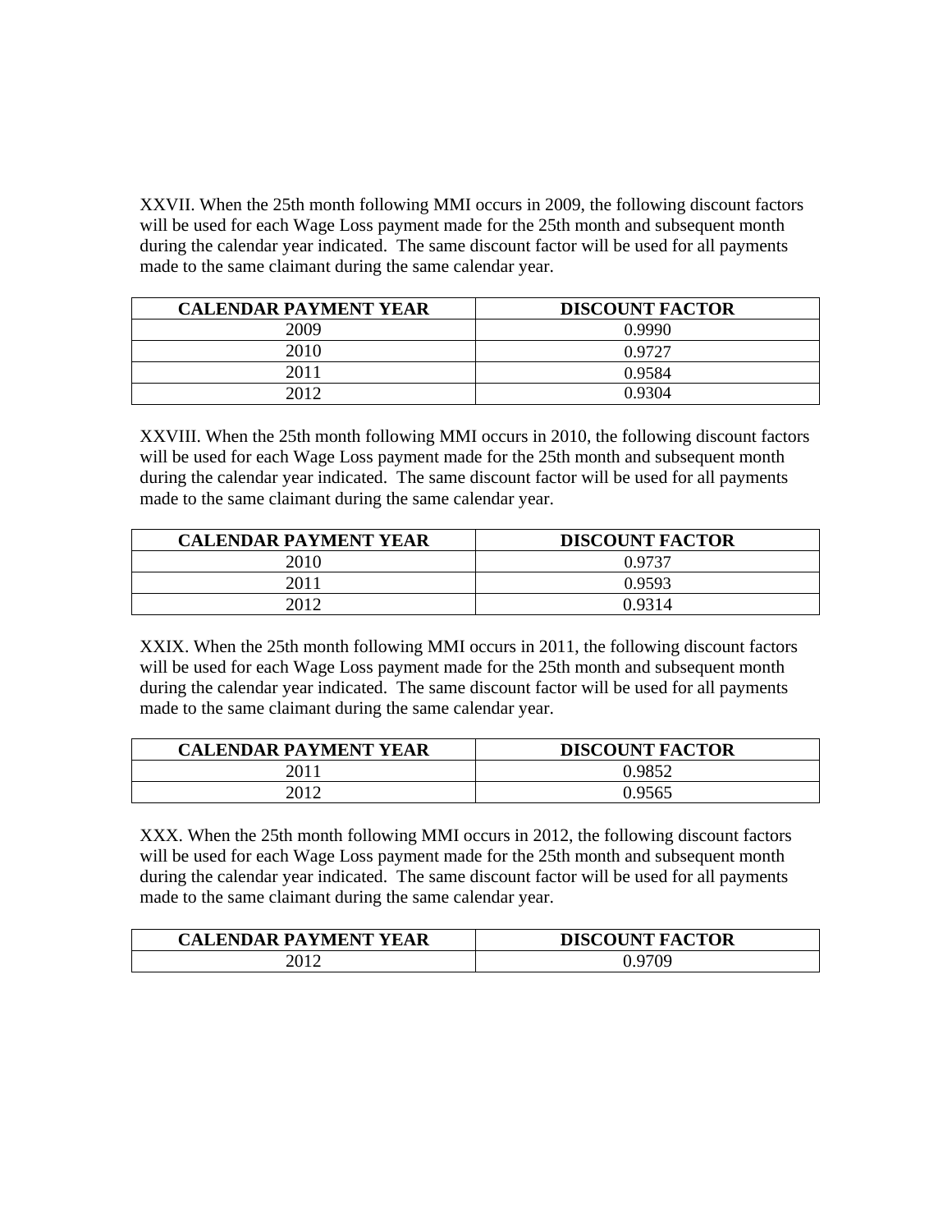XXVII. When the 25th month following MMI occurs in 2009, the following discount factors will be used for each Wage Loss payment made for the 25th month and subsequent month during the calendar year indicated. The same discount factor will be used for all payments made to the same claimant during the same calendar year.

| CALENDAR PAYMENT YEAR | DISCOUNT FACTOR |
| --- | --- |
| 2009 | 0.9990 |
| 2010 | 0.9727 |
| 2011 | 0.9584 |
| 2012 | 0.9304 |

XXVIII. When the 25th month following MMI occurs in 2010, the following discount factors will be used for each Wage Loss payment made for the 25th month and subsequent month during the calendar year indicated. The same discount factor will be used for all payments made to the same claimant during the same calendar year.

| CALENDAR PAYMENT YEAR | DISCOUNT FACTOR |
| --- | --- |
| 2010 | 0.9737 |
| 2011 | 0.9593 |
| 2012 | 0.9314 |

XXIX. When the 25th month following MMI occurs in 2011, the following discount factors will be used for each Wage Loss payment made for the 25th month and subsequent month during the calendar year indicated. The same discount factor will be used for all payments made to the same claimant during the same calendar year.

| CALENDAR PAYMENT YEAR | DISCOUNT FACTOR |
| --- | --- |
| 2011 | 0.9852 |
| 2012 | 0.9565 |

XXX. When the 25th month following MMI occurs in 2012, the following discount factors will be used for each Wage Loss payment made for the 25th month and subsequent month during the calendar year indicated. The same discount factor will be used for all payments made to the same claimant during the same calendar year.

| CALENDAR PAYMENT YEAR | DISCOUNT FACTOR |
| --- | --- |
| 2012 | 0.9709 |